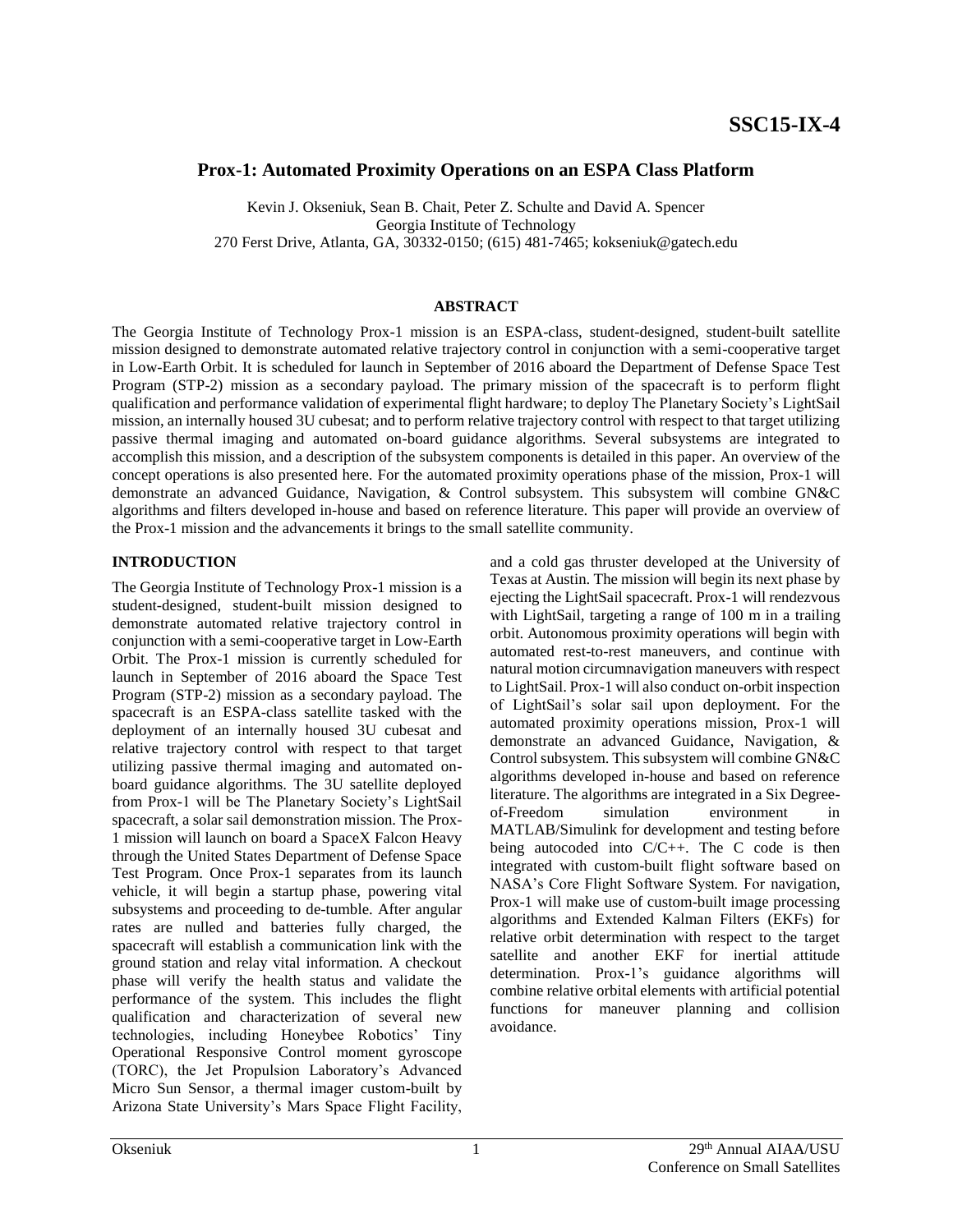SSC15-IX-4

# Prox-1: Automated Proximity Operations on an ESPA Class Platform

Kevin J. Okseniuk, Sean B. Chait, Peter Z. Schulte and David A. Spencer
Georgia Institute of Technology
270 Ferst Drive, Atlanta, GA, 30332-0150; (615) 481-7465; kokseniuk@gatech.edu

## ABSTRACT

The Georgia Institute of Technology Prox-1 mission is an ESPA-class, student-designed, student-built satellite mission designed to demonstrate automated relative trajectory control in conjunction with a semi-cooperative target in Low-Earth Orbit. It is scheduled for launch in September of 2016 aboard the Department of Defense Space Test Program (STP-2) mission as a secondary payload. The primary mission of the spacecraft is to perform flight qualification and performance validation of experimental flight hardware; to deploy The Planetary Society's LightSail mission, an internally housed 3U cubesat; and to perform relative trajectory control with respect to that target utilizing passive thermal imaging and automated on-board guidance algorithms. Several subsystems are integrated to accomplish this mission, and a description of the subsystem components is detailed in this paper. An overview of the concept operations is also presented here. For the automated proximity operations phase of the mission, Prox-1 will demonstrate an advanced Guidance, Navigation, & Control subsystem. This subsystem will combine GN&C algorithms and filters developed in-house and based on reference literature. This paper will provide an overview of the Prox-1 mission and the advancements it brings to the small satellite community.

## INTRODUCTION

The Georgia Institute of Technology Prox-1 mission is a student-designed, student-built mission designed to demonstrate automated relative trajectory control in conjunction with a semi-cooperative target in Low-Earth Orbit. The Prox-1 mission is currently scheduled for launch in September of 2016 aboard the Space Test Program (STP-2) mission as a secondary payload. The spacecraft is an ESPA-class satellite tasked with the deployment of an internally housed 3U cubesat and relative trajectory control with respect to that target utilizing passive thermal imaging and automated on-board guidance algorithms. The 3U satellite deployed from Prox-1 will be The Planetary Society's LightSail spacecraft, a solar sail demonstration mission. The Prox-1 mission will launch on board a SpaceX Falcon Heavy through the United States Department of Defense Space Test Program. Once Prox-1 separates from its launch vehicle, it will begin a startup phase, powering vital subsystems and proceeding to de-tumble. After angular rates are nulled and batteries fully charged, the spacecraft will establish a communication link with the ground station and relay vital information. A checkout phase will verify the health status and validate the performance of the system. This includes the flight qualification and characterization of several new technologies, including Honeybee Robotics' Tiny Operational Responsive Control moment gyroscope (TORC), the Jet Propulsion Laboratory's Advanced Micro Sun Sensor, a thermal imager custom-built by Arizona State University's Mars Space Flight Facility, and a cold gas thruster developed at the University of Texas at Austin. The mission will begin its next phase by ejecting the LightSail spacecraft. Prox-1 will rendezvous with LightSail, targeting a range of 100 m in a trailing orbit. Autonomous proximity operations will begin with automated rest-to-rest maneuvers, and continue with natural motion circumnavigation maneuvers with respect to LightSail. Prox-1 will also conduct on-orbit inspection of LightSail's solar sail upon deployment. For the automated proximity operations mission, Prox-1 will demonstrate an advanced Guidance, Navigation, & Control subsystem. This subsystem will combine GN&C algorithms developed in-house and based on reference literature. The algorithms are integrated in a Six Degree-of-Freedom simulation environment in MATLAB/Simulink for development and testing before being autocoded into C/C++. The C code is then integrated with custom-built flight software based on NASA's Core Flight Software System. For navigation, Prox-1 will make use of custom-built image processing algorithms and Extended Kalman Filters (EKFs) for relative orbit determination with respect to the target satellite and another EKF for inertial attitude determination. Prox-1's guidance algorithms will combine relative orbital elements with artificial potential functions for maneuver planning and collision avoidance.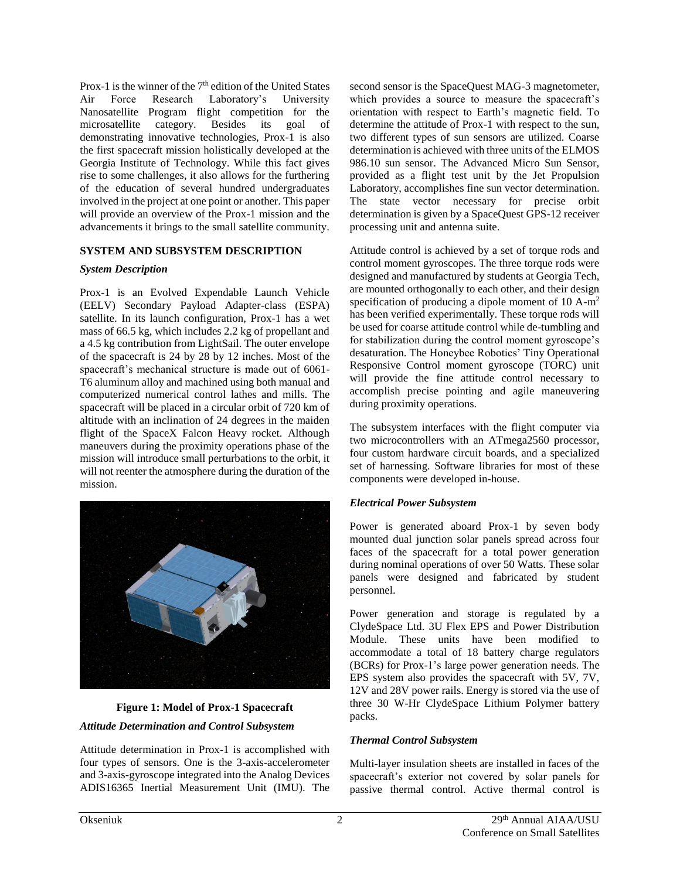Prox-1 is the winner of the 7th edition of the United States Air Force Research Laboratory's University Nanosatellite Program flight competition for the microsatellite category. Besides its goal of demonstrating innovative technologies, Prox-1 is also the first spacecraft mission holistically developed at the Georgia Institute of Technology. While this fact gives rise to some challenges, it also allows for the furthering of the education of several hundred undergraduates involved in the project at one point or another. This paper will provide an overview of the Prox-1 mission and the advancements it brings to the small satellite community.

## SYSTEM AND SUBSYSTEM DESCRIPTION

### *System Description*

Prox-1 is an Evolved Expendable Launch Vehicle (EELV) Secondary Payload Adapter-class (ESPA) satellite. In its launch configuration, Prox-1 has a wet mass of 66.5 kg, which includes 2.2 kg of propellant and a 4.5 kg contribution from LightSail. The outer envelope of the spacecraft is 24 by 28 by 12 inches. Most of the spacecraft's mechanical structure is made out of 6061-T6 aluminum alloy and machined using both manual and computerized numerical control lathes and mills. The spacecraft will be placed in a circular orbit of 720 km of altitude with an inclination of 24 degrees in the maiden flight of the SpaceX Falcon Heavy rocket. Although maneuvers during the proximity operations phase of the mission will introduce small perturbations to the orbit, it will not reenter the atmosphere during the duration of the mission.

**Figure 1: Model of Prox-1 Spacecraft**

### *Attitude Determination and Control Subsystem*

Attitude determination in Prox-1 is accomplished with four types of sensors. One is the 3-axis-accelerometer and 3-axis-gyroscope integrated into the Analog Devices ADIS16365 Inertial Measurement Unit (IMU). The second sensor is the SpaceQuest MAG-3 magnetometer, which provides a source to measure the spacecraft's orientation with respect to Earth's magnetic field. To determine the attitude of Prox-1 with respect to the sun, two different types of sun sensors are utilized. Coarse determination is achieved with three units of the ELMOS 986.10 sun sensor. The Advanced Micro Sun Sensor, provided as a flight test unit by the Jet Propulsion Laboratory, accomplishes fine sun vector determination. The state vector necessary for precise orbit determination is given by a SpaceQuest GPS-12 receiver processing unit and antenna suite.

Attitude control is achieved by a set of torque rods and control moment gyroscopes. The three torque rods were designed and manufactured by students at Georgia Tech, are mounted orthogonally to each other, and their design specification of producing a dipole moment of 10 A-$m^2$ has been verified experimentally. These torque rods will be used for coarse attitude control while de-tumbling and for stabilization during the control moment gyroscope's desaturation. The Honeybee Robotics' Tiny Operational Responsive Control moment gyroscope (TORC) unit will provide the fine attitude control necessary to accomplish precise pointing and agile maneuvering during proximity operations.

The subsystem interfaces with the flight computer via two microcontrollers with an ATmega2560 processor, four custom hardware circuit boards, and a specialized set of harnessing. Software libraries for most of these components were developed in-house.

### *Electrical Power Subsystem*

Power is generated aboard Prox-1 by seven body mounted dual junction solar panels spread across four faces of the spacecraft for a total power generation during nominal operations of over 50 Watts. These solar panels were designed and fabricated by student personnel.

Power generation and storage is regulated by a ClydeSpace Ltd. 3U Flex EPS and Power Distribution Module. These units have been modified to accommodate a total of 18 battery charge regulators (BCRs) for Prox-1's large power generation needs. The EPS system also provides the spacecraft with 5V, 7V, 12V and 28V power rails. Energy is stored via the use of three 30 W-Hr ClydeSpace Lithium Polymer battery packs.

### *Thermal Control Subsystem*

Multi-layer insulation sheets are installed in faces of the spacecraft's exterior not covered by solar panels for passive thermal control. Active thermal control is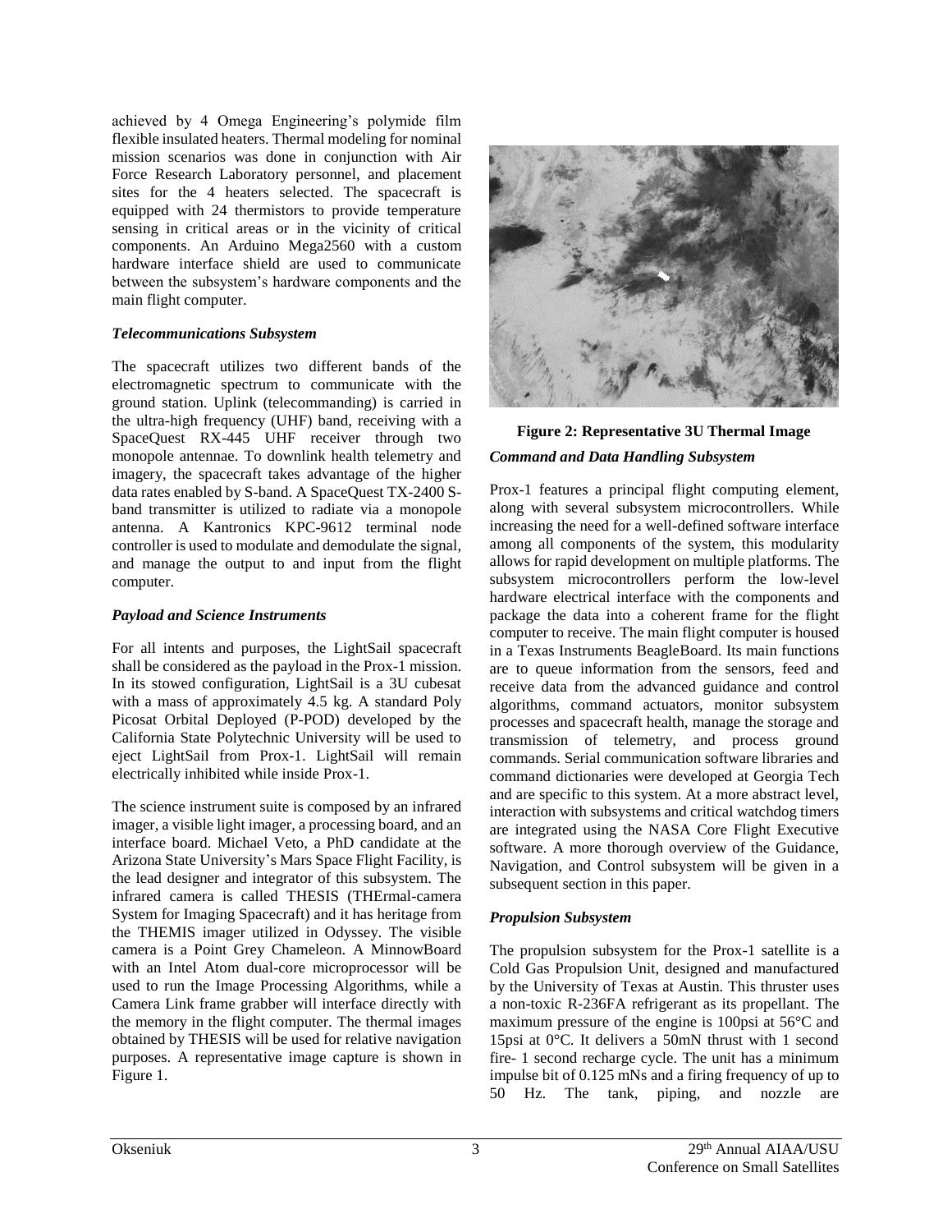achieved by 4 Omega Engineering's polymide film flexible insulated heaters. Thermal modeling for nominal mission scenarios was done in conjunction with Air Force Research Laboratory personnel, and placement sites for the 4 heaters selected. The spacecraft is equipped with 24 thermistors to provide temperature sensing in critical areas or in the vicinity of critical components. An Arduino Mega2560 with a custom hardware interface shield are used to communicate between the subsystem's hardware components and the main flight computer.

### *Telecommunications Subsystem*

The spacecraft utilizes two different bands of the electromagnetic spectrum to communicate with the ground station. Uplink (telecommanding) is carried in the ultra-high frequency (UHF) band, receiving with a SpaceQuest RX-445 UHF receiver through two monopole antennae. To downlink health telemetry and imagery, the spacecraft takes advantage of the higher data rates enabled by S-band. A SpaceQuest TX-2400 S-band transmitter is utilized to radiate via a monopole antenna. A Kantronics KPC-9612 terminal node controller is used to modulate and demodulate the signal, and manage the output to and input from the flight computer.

### *Payload and Science Instruments*

For all intents and purposes, the LightSail spacecraft shall be considered as the payload in the Prox-1 mission. In its stowed configuration, LightSail is a 3U cubesat with a mass of approximately 4.5 kg. A standard Poly Picosat Orbital Deployed (P-POD) developed by the California State Polytechnic University will be used to eject LightSail from Prox-1. LightSail will remain electrically inhibited while inside Prox-1.

The science instrument suite is composed by an infrared imager, a visible light imager, a processing board, and an interface board. Michael Veto, a PhD candidate at the Arizona State University's Mars Space Flight Facility, is the lead designer and integrator of this subsystem. The infrared camera is called THESIS (THErmal-camera System for Imaging Spacecraft) and it has heritage from the THEMIS imager utilized in Odyssey. The visible camera is a Point Grey Chameleon. A MinnowBoard with an Intel Atom dual-core microprocessor will be used to run the Image Processing Algorithms, while a Camera Link frame grabber will interface directly with the memory in the flight computer. The thermal images obtained by THESIS will be used for relative navigation purposes. A representative image capture is shown in Figure 1.

**Figure 2: Representative 3U Thermal Image**

### *Command and Data Handling Subsystem*

Prox-1 features a principal flight computing element, along with several subsystem microcontrollers. While increasing the need for a well-defined software interface among all components of the system, this modularity allows for rapid development on multiple platforms. The subsystem microcontrollers perform the low-level hardware electrical interface with the components and package the data into a coherent frame for the flight computer to receive. The main flight computer is housed in a Texas Instruments BeagleBoard. Its main functions are to queue information from the sensors, feed and receive data from the advanced guidance and control algorithms, command actuators, monitor subsystem processes and spacecraft health, manage the storage and transmission of telemetry, and process ground commands. Serial communication software libraries and command dictionaries were developed at Georgia Tech and are specific to this system. At a more abstract level, interaction with subsystems and critical watchdog timers are integrated using the NASA Core Flight Executive software. A more thorough overview of the Guidance, Navigation, and Control subsystem will be given in a subsequent section in this paper.

### *Propulsion Subsystem*

The propulsion subsystem for the Prox-1 satellite is a Cold Gas Propulsion Unit, designed and manufactured by the University of Texas at Austin. This thruster uses a non-toxic R-236FA refrigerant as its propellant. The maximum pressure of the engine is 100psi at 56°C and 15psi at 0°C. It delivers a 50mN thrust with 1 second fire- 1 second recharge cycle. The unit has a minimum impulse bit of 0.125 mNs and a firing frequency of up to 50 Hz. The tank, piping, and nozzle are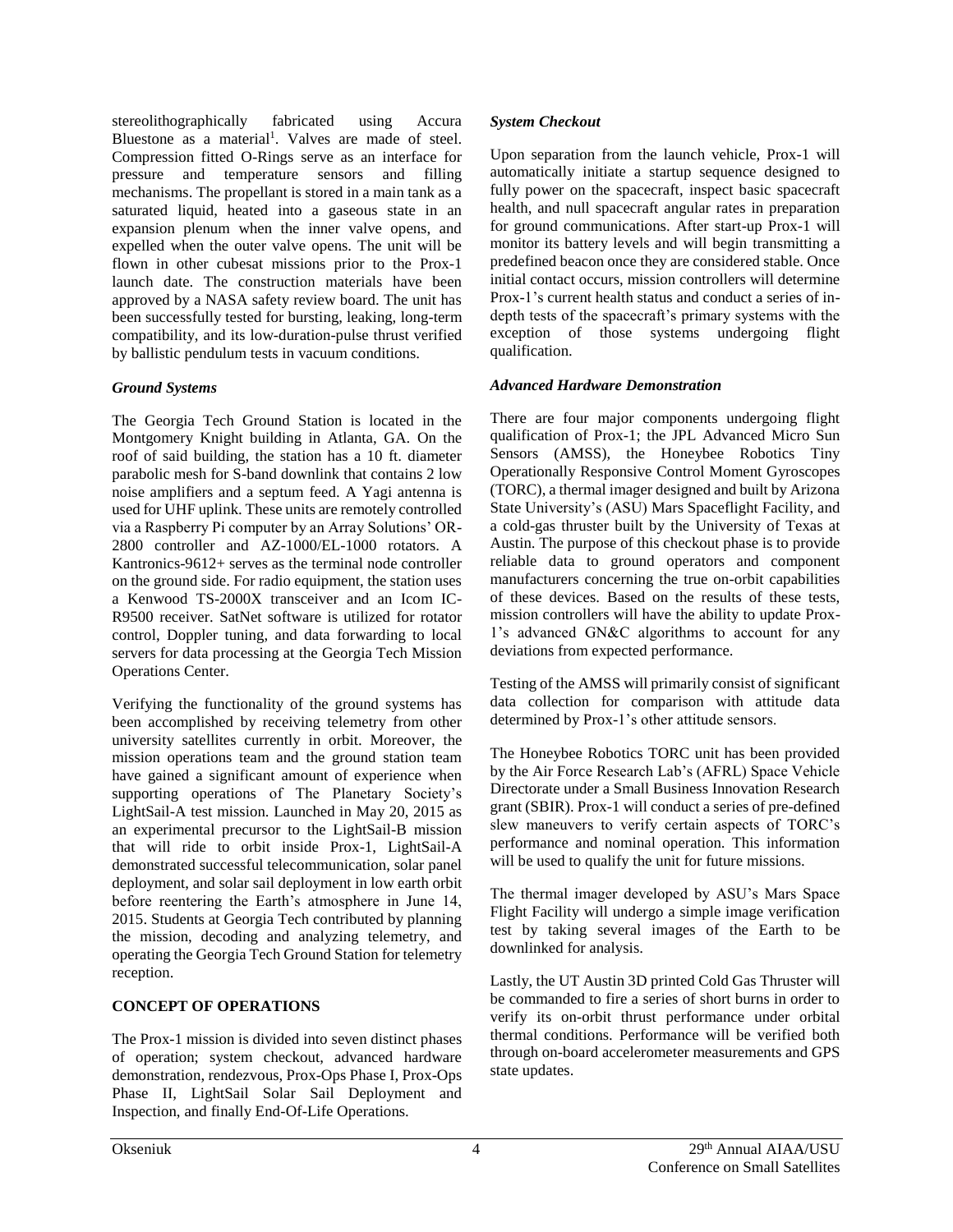stereolithographically fabricated using Accura Bluestone as a material[1]. Valves are made of steel. Compression fitted O-Rings serve as an interface for pressure and temperature sensors and filling mechanisms. The propellant is stored in a main tank as a saturated liquid, heated into a gaseous state in an expansion plenum when the inner valve opens, and expelled when the outer valve opens. The unit will be flown in other cubesat missions prior to the Prox-1 launch date. The construction materials have been approved by a NASA safety review board. The unit has been successfully tested for bursting, leaking, long-term compatibility, and its low-duration-pulse thrust verified by ballistic pendulum tests in vacuum conditions.

### *Ground Systems*

The Georgia Tech Ground Station is located in the Montgomery Knight building in Atlanta, GA. On the roof of said building, the station has a 10 ft. diameter parabolic mesh for S-band downlink that contains 2 low noise amplifiers and a septum feed. A Yagi antenna is used for UHF uplink. These units are remotely controlled via a Raspberry Pi computer by an Array Solutions' OR-2800 controller and AZ-1000/EL-1000 rotators. A Kantronics-9612+ serves as the terminal node controller on the ground side. For radio equipment, the station uses a Kenwood TS-2000X transceiver and an Icom IC-R9500 receiver. SatNet software is utilized for rotator control, Doppler tuning, and data forwarding to local servers for data processing at the Georgia Tech Mission Operations Center.

Verifying the functionality of the ground systems has been accomplished by receiving telemetry from other university satellites currently in orbit. Moreover, the mission operations team and the ground station team have gained a significant amount of experience when supporting operations of The Planetary Society's LightSail-A test mission. Launched in May 20, 2015 as an experimental precursor to the LightSail-B mission that will ride to orbit inside Prox-1, LightSail-A demonstrated successful telecommunication, solar panel deployment, and solar sail deployment in low earth orbit before reentering the Earth's atmosphere in June 14, 2015. Students at Georgia Tech contributed by planning the mission, decoding and analyzing telemetry, and operating the Georgia Tech Ground Station for telemetry reception.

## CONCEPT OF OPERATIONS

The Prox-1 mission is divided into seven distinct phases of operation; system checkout, advanced hardware demonstration, rendezvous, Prox-Ops Phase I, Prox-Ops Phase II, LightSail Solar Sail Deployment and Inspection, and finally End-Of-Life Operations.

### *System Checkout*

Upon separation from the launch vehicle, Prox-1 will automatically initiate a startup sequence designed to fully power on the spacecraft, inspect basic spacecraft health, and null spacecraft angular rates in preparation for ground communications. After start-up Prox-1 will monitor its battery levels and will begin transmitting a predefined beacon once they are considered stable. Once initial contact occurs, mission controllers will determine Prox-1's current health status and conduct a series of in-depth tests of the spacecraft's primary systems with the exception of those systems undergoing flight qualification.

### *Advanced Hardware Demonstration*

There are four major components undergoing flight qualification of Prox-1; the JPL Advanced Micro Sun Sensors (AMSS), the Honeybee Robotics Tiny Operationally Responsive Control Moment Gyroscopes (TORC), a thermal imager designed and built by Arizona State University's (ASU) Mars Spaceflight Facility, and a cold-gas thruster built by the University of Texas at Austin. The purpose of this checkout phase is to provide reliable data to ground operators and component manufacturers concerning the true on-orbit capabilities of these devices. Based on the results of these tests, mission controllers will have the ability to update Prox-1's advanced GN&C algorithms to account for any deviations from expected performance.

Testing of the AMSS will primarily consist of significant data collection for comparison with attitude data determined by Prox-1's other attitude sensors.

The Honeybee Robotics TORC unit has been provided by the Air Force Research Lab's (AFRL) Space Vehicle Directorate under a Small Business Innovation Research grant (SBIR). Prox-1 will conduct a series of pre-defined slew maneuvers to verify certain aspects of TORC's performance and nominal operation. This information will be used to qualify the unit for future missions.

The thermal imager developed by ASU's Mars Space Flight Facility will undergo a simple image verification test by taking several images of the Earth to be downlinked for analysis.

Lastly, the UT Austin 3D printed Cold Gas Thruster will be commanded to fire a series of short burns in order to verify its on-orbit thrust performance under orbital thermal conditions. Performance will be verified both through on-board accelerometer measurements and GPS state updates.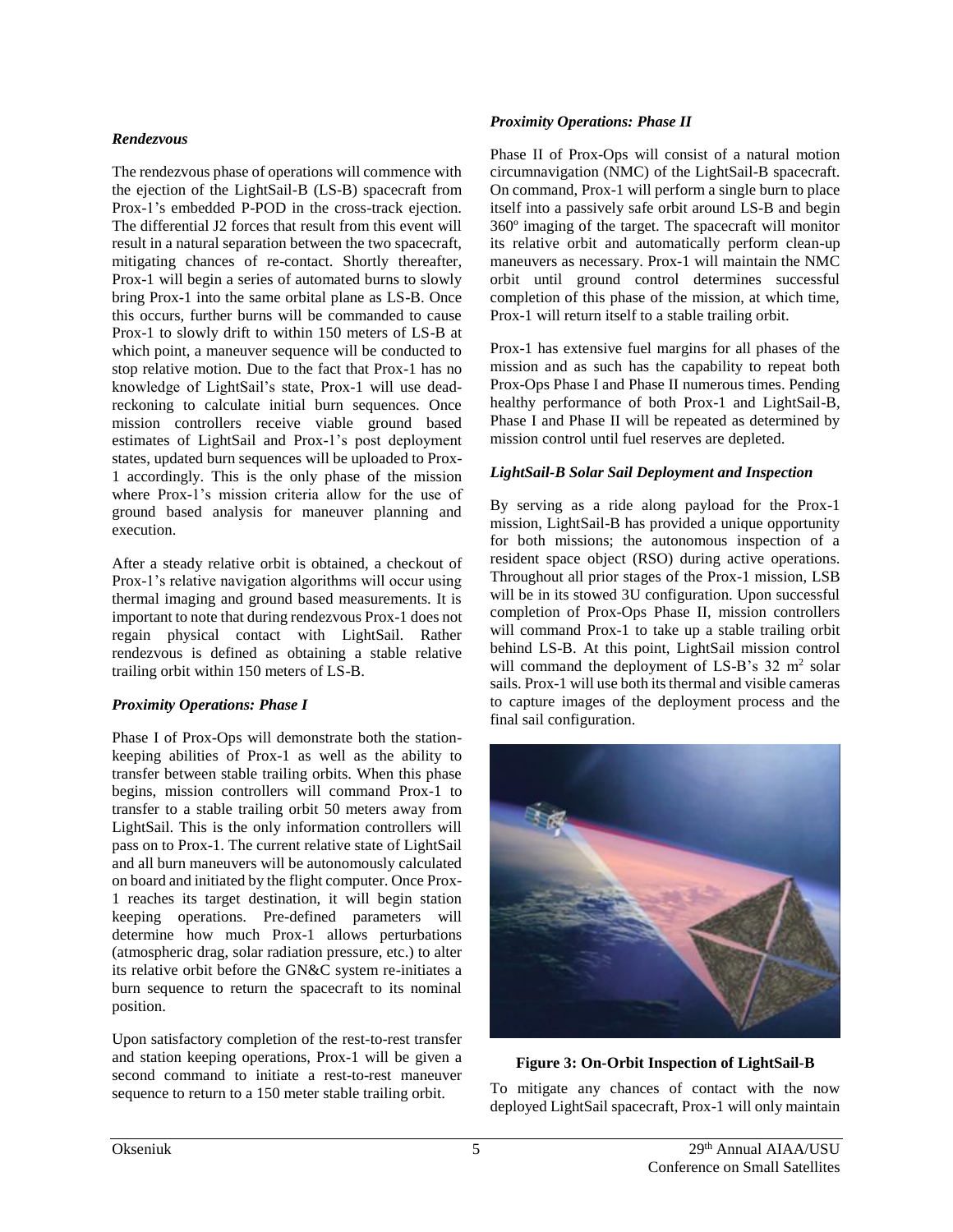***Rendezvous***

The rendezvous phase of operations will commence with the ejection of the LightSail-B (LS-B) spacecraft from Prox-1's embedded P-POD in the cross-track ejection. The differential J2 forces that result from this event will result in a natural separation between the two spacecraft, mitigating chances of re-contact. Shortly thereafter, Prox-1 will begin a series of automated burns to slowly bring Prox-1 into the same orbital plane as LS-B. Once this occurs, further burns will be commanded to cause Prox-1 to slowly drift to within 150 meters of LS-B at which point, a maneuver sequence will be conducted to stop relative motion. Due to the fact that Prox-1 has no knowledge of LightSail's state, Prox-1 will use dead-reckoning to calculate initial burn sequences. Once mission controllers receive viable ground based estimates of LightSail and Prox-1's post deployment states, updated burn sequences will be uploaded to Prox-1 accordingly. This is the only phase of the mission where Prox-1's mission criteria allow for the use of ground based analysis for maneuver planning and execution.

After a steady relative orbit is obtained, a checkout of Prox-1's relative navigation algorithms will occur using thermal imaging and ground based measurements. It is important to note that during rendezvous Prox-1 does not regain physical contact with LightSail. Rather rendezvous is defined as obtaining a stable relative trailing orbit within 150 meters of LS-B.

***Proximity Operations: Phase I***

Phase I of Prox-Ops will demonstrate both the station-keeping abilities of Prox-1 as well as the ability to transfer between stable trailing orbits. When this phase begins, mission controllers will command Prox-1 to transfer to a stable trailing orbit 50 meters away from LightSail. This is the only information controllers will pass on to Prox-1. The current relative state of LightSail and all burn maneuvers will be autonomously calculated on board and initiated by the flight computer. Once Prox-1 reaches its target destination, it will begin station keeping operations. Pre-defined parameters will determine how much Prox-1 allows perturbations (atmospheric drag, solar radiation pressure, etc.) to alter its relative orbit before the GN&C system re-initiates a burn sequence to return the spacecraft to its nominal position.

Upon satisfactory completion of the rest-to-rest transfer and station keeping operations, Prox-1 will be given a second command to initiate a rest-to-rest maneuver sequence to return to a 150 meter stable trailing orbit.

***Proximity Operations: Phase II***

Phase II of Prox-Ops will consist of a natural motion circumnavigation (NMC) of the LightSail-B spacecraft. On command, Prox-1 will perform a single burn to place itself into a passively safe orbit around LS-B and begin 360º imaging of the target. The spacecraft will monitor its relative orbit and automatically perform clean-up maneuvers as necessary. Prox-1 will maintain the NMC orbit until ground control determines successful completion of this phase of the mission, at which time, Prox-1 will return itself to a stable trailing orbit.

Prox-1 has extensive fuel margins for all phases of the mission and as such has the capability to repeat both Prox-Ops Phase I and Phase II numerous times. Pending healthy performance of both Prox-1 and LightSail-B, Phase I and Phase II will be repeated as determined by mission control until fuel reserves are depleted.

***LightSail-B Solar Sail Deployment and Inspection***

By serving as a ride along payload for the Prox-1 mission, LightSail-B has provided a unique opportunity for both missions; the autonomous inspection of a resident space object (RSO) during active operations. Throughout all prior stages of the Prox-1 mission, LSB will be in its stowed 3U configuration. Upon successful completion of Prox-Ops Phase II, mission controllers will command Prox-1 to take up a stable trailing orbit behind LS-B. At this point, LightSail mission control will command the deployment of LS-B's 32 $m^2$ solar sails. Prox-1 will use both its thermal and visible cameras to capture images of the deployment process and the final sail configuration.

**Figure 3: On-Orbit Inspection of LightSail-B**

To mitigate any chances of contact with the now deployed LightSail spacecraft, Prox-1 will only maintain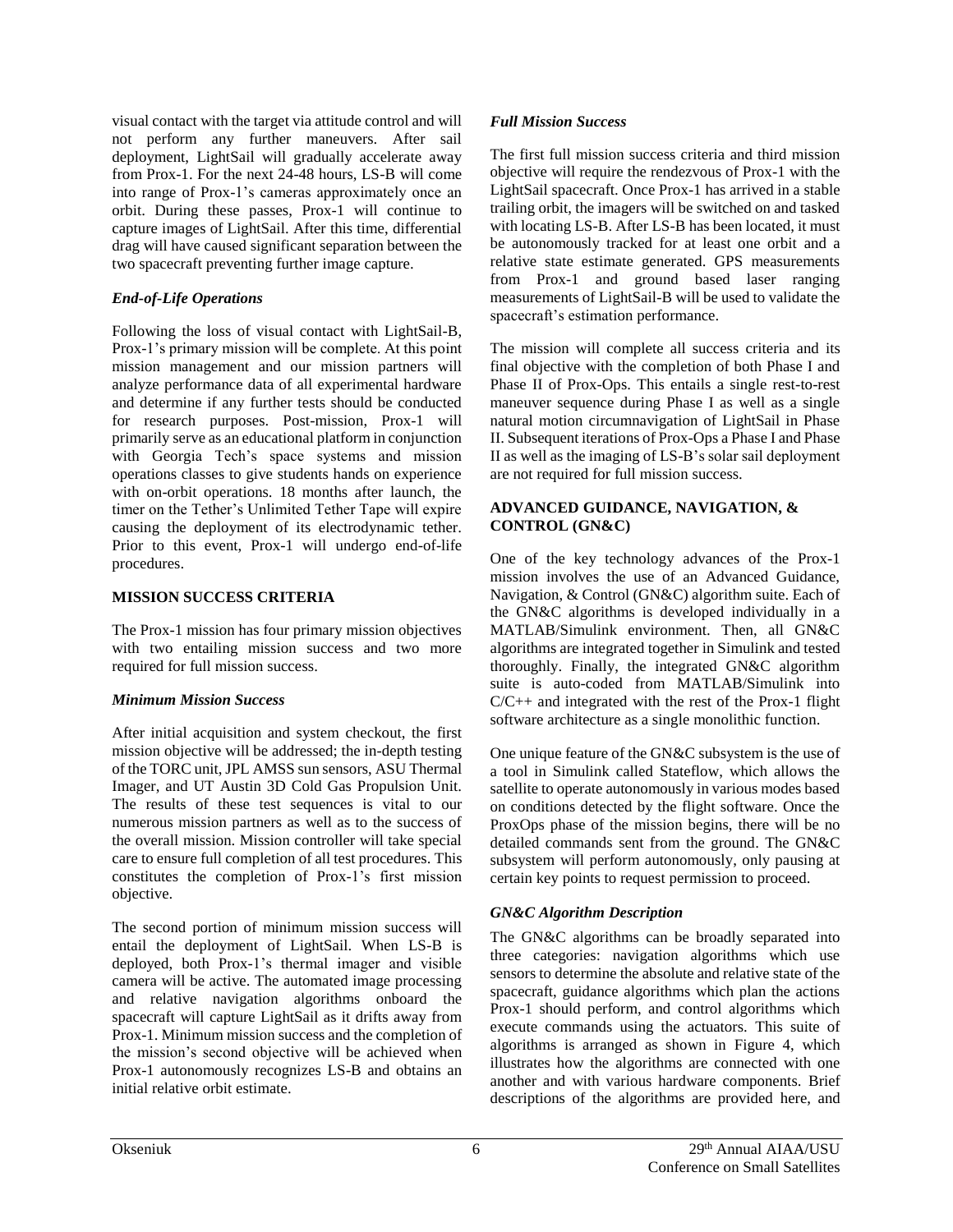visual contact with the target via attitude control and will not perform any further maneuvers. After sail deployment, LightSail will gradually accelerate away from Prox-1. For the next 24-48 hours, LS-B will come into range of Prox-1's cameras approximately once an orbit. During these passes, Prox-1 will continue to capture images of LightSail. After this time, differential drag will have caused significant separation between the two spacecraft preventing further image capture.

### *End-of-Life Operations*

Following the loss of visual contact with LightSail-B, Prox-1's primary mission will be complete. At this point mission management and our mission partners will analyze performance data of all experimental hardware and determine if any further tests should be conducted for research purposes. Post-mission, Prox-1 will primarily serve as an educational platform in conjunction with Georgia Tech's space systems and mission operations classes to give students hands on experience with on-orbit operations. 18 months after launch, the timer on the Tether's Unlimited Tether Tape will expire causing the deployment of its electrodynamic tether. Prior to this event, Prox-1 will undergo end-of-life procedures.

## MISSION SUCCESS CRITERIA

The Prox-1 mission has four primary mission objectives with two entailing mission success and two more required for full mission success.

### *Minimum Mission Success*

After initial acquisition and system checkout, the first mission objective will be addressed; the in-depth testing of the TORC unit, JPL AMSS sun sensors, ASU Thermal Imager, and UT Austin 3D Cold Gas Propulsion Unit. The results of these test sequences is vital to our numerous mission partners as well as to the success of the overall mission. Mission controller will take special care to ensure full completion of all test procedures. This constitutes the completion of Prox-1's first mission objective.

The second portion of minimum mission success will entail the deployment of LightSail. When LS-B is deployed, both Prox-1's thermal imager and visible camera will be active. The automated image processing and relative navigation algorithms onboard the spacecraft will capture LightSail as it drifts away from Prox-1. Minimum mission success and the completion of the mission's second objective will be achieved when Prox-1 autonomously recognizes LS-B and obtains an initial relative orbit estimate.

### *Full Mission Success*

The first full mission success criteria and third mission objective will require the rendezvous of Prox-1 with the LightSail spacecraft. Once Prox-1 has arrived in a stable trailing orbit, the imagers will be switched on and tasked with locating LS-B. After LS-B has been located, it must be autonomously tracked for at least one orbit and a relative state estimate generated. GPS measurements from Prox-1 and ground based laser ranging measurements of LightSail-B will be used to validate the spacecraft's estimation performance.

The mission will complete all success criteria and its final objective with the completion of both Phase I and Phase II of Prox-Ops. This entails a single rest-to-rest maneuver sequence during Phase I as well as a single natural motion circumnavigation of LightSail in Phase II. Subsequent iterations of Prox-Ops a Phase I and Phase II as well as the imaging of LS-B's solar sail deployment are not required for full mission success.

## ADVANCED GUIDANCE, NAVIGATION, & CONTROL (GN&C)

One of the key technology advances of the Prox-1 mission involves the use of an Advanced Guidance, Navigation, & Control (GN&C) algorithm suite. Each of the GN&C algorithms is developed individually in a MATLAB/Simulink environment. Then, all GN&C algorithms are integrated together in Simulink and tested thoroughly. Finally, the integrated GN&C algorithm suite is auto-coded from MATLAB/Simulink into C/C++ and integrated with the rest of the Prox-1 flight software architecture as a single monolithic function.

One unique feature of the GN&C subsystem is the use of a tool in Simulink called Stateflow, which allows the satellite to operate autonomously in various modes based on conditions detected by the flight software. Once the ProxOps phase of the mission begins, there will be no detailed commands sent from the ground. The GN&C subsystem will perform autonomously, only pausing at certain key points to request permission to proceed.

### *GN&C Algorithm Description*

The GN&C algorithms can be broadly separated into three categories: navigation algorithms which use sensors to determine the absolute and relative state of the spacecraft, guidance algorithms which plan the actions Prox-1 should perform, and control algorithms which execute commands using the actuators. This suite of algorithms is arranged as shown in Figure 4, which illustrates how the algorithms are connected with one another and with various hardware components. Brief descriptions of the algorithms are provided here, and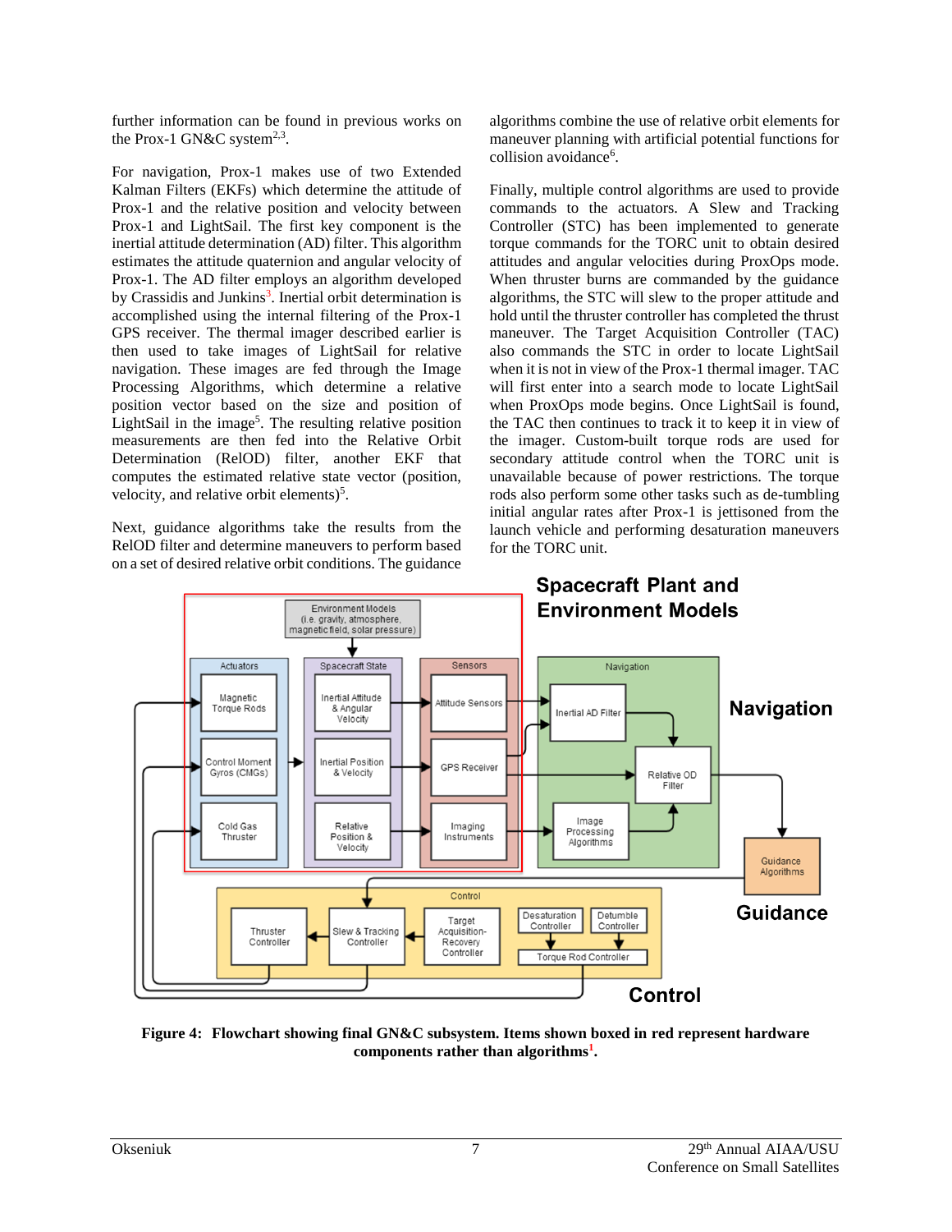further information can be found in previous works on the Prox-1 GN&C system[2,3].

For navigation, Prox-1 makes use of two Extended Kalman Filters (EKFs) which determine the attitude of Prox-1 and the relative position and velocity between Prox-1 and LightSail. The first key component is the inertial attitude determination (AD) filter. This algorithm estimates the attitude quaternion and angular velocity of Prox-1. The AD filter employs an algorithm developed by Crassidis and Junkins[3]. Inertial orbit determination is accomplished using the internal filtering of the Prox-1 GPS receiver. The thermal imager described earlier is then used to take images of LightSail for relative navigation. These images are fed through the Image Processing Algorithms, which determine a relative position vector based on the size and position of LightSail in the image[5]. The resulting relative position measurements are then fed into the Relative Orbit Determination (RelOD) filter, another EKF that computes the estimated relative state vector (position, velocity, and relative orbit elements)[5].

Next, guidance algorithms take the results from the RelOD filter and determine maneuvers to perform based on a set of desired relative orbit conditions. The guidance algorithms combine the use of relative orbit elements for maneuver planning with artificial potential functions for collision avoidance[6].

Finally, multiple control algorithms are used to provide commands to the actuators. A Slew and Tracking Controller (STC) has been implemented to generate torque commands for the TORC unit to obtain desired attitudes and angular velocities during ProxOps mode. When thruster burns are commanded by the guidance algorithms, the STC will slew to the proper attitude and hold until the thruster controller has completed the thrust maneuver. The Target Acquisition Controller (TAC) also commands the STC in order to locate LightSail when it is not in view of the Prox-1 thermal imager. TAC will first enter into a search mode to locate LightSail when ProxOps mode begins. Once LightSail is found, the TAC then continues to track it to keep it in view of the imager. Custom-built torque rods are used for secondary attitude control when the TORC unit is unavailable because of power restrictions. The torque rods also perform some other tasks such as de-tumbling initial angular rates after Prox-1 is jettisoned from the launch vehicle and performing desaturation maneuvers for the TORC unit.

**Figure 4: Flowchart showing final GN&C subsystem. Items shown boxed in red represent hardware components rather than algorithms[1].**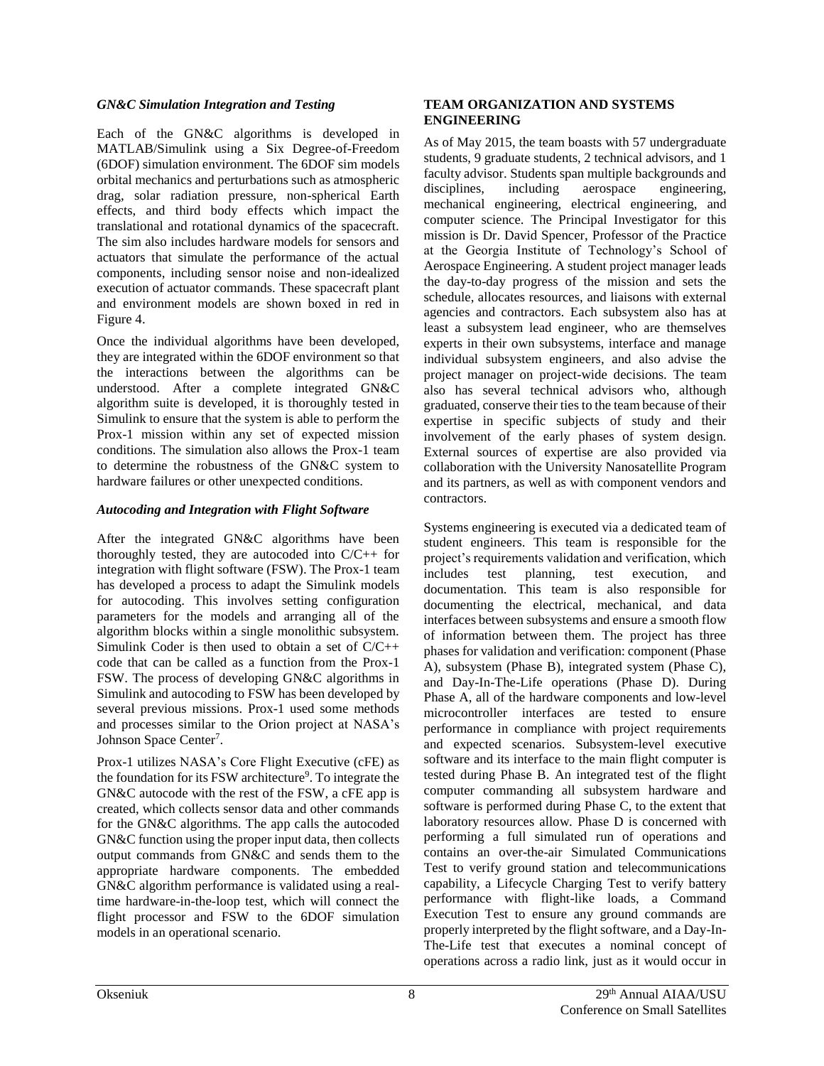### *GN&C Simulation Integration and Testing*

Each of the GN&C algorithms is developed in MATLAB/Simulink using a Six Degree-of-Freedom (6DOF) simulation environment. The 6DOF sim models orbital mechanics and perturbations such as atmospheric drag, solar radiation pressure, non-spherical Earth effects, and third body effects which impact the translational and rotational dynamics of the spacecraft. The sim also includes hardware models for sensors and actuators that simulate the performance of the actual components, including sensor noise and non-idealized execution of actuator commands. These spacecraft plant and environment models are shown boxed in red in Figure 4.

Once the individual algorithms have been developed, they are integrated within the 6DOF environment so that the interactions between the algorithms can be understood. After a complete integrated GN&C algorithm suite is developed, it is thoroughly tested in Simulink to ensure that the system is able to perform the Prox-1 mission within any set of expected mission conditions. The simulation also allows the Prox-1 team to determine the robustness of the GN&C system to hardware failures or other unexpected conditions.

### *Autocoding and Integration with Flight Software*

After the integrated GN&C algorithms have been thoroughly tested, they are autocoded into C/C++ for integration with flight software (FSW). The Prox-1 team has developed a process to adapt the Simulink models for autocoding. This involves setting configuration parameters for the models and arranging all of the algorithm blocks within a single monolithic subsystem. Simulink Coder is then used to obtain a set of C/C++ code that can be called as a function from the Prox-1 FSW. The process of developing GN&C algorithms in Simulink and autocoding to FSW has been developed by several previous missions. Prox-1 used some methods and processes similar to the Orion project at NASA's Johnson Space Center[7].

Prox-1 utilizes NASA's Core Flight Executive (cFE) as the foundation for its FSW architecture[9]. To integrate the GN&C autocode with the rest of the FSW, a cFE app is created, which collects sensor data and other commands for the GN&C algorithms. The app calls the autocoded GN&C function using the proper input data, then collects output commands from GN&C and sends them to the appropriate hardware components. The embedded GN&C algorithm performance is validated using a real-time hardware-in-the-loop test, which will connect the flight processor and FSW to the 6DOF simulation models in an operational scenario.

## TEAM ORGANIZATION AND SYSTEMS ENGINEERING

As of May 2015, the team boasts with 57 undergraduate students, 9 graduate students, 2 technical advisors, and 1 faculty advisor. Students span multiple backgrounds and disciplines, including aerospace engineering, mechanical engineering, electrical engineering, and computer science. The Principal Investigator for this mission is Dr. David Spencer, Professor of the Practice at the Georgia Institute of Technology's School of Aerospace Engineering. A student project manager leads the day-to-day progress of the mission and sets the schedule, allocates resources, and liaisons with external agencies and contractors. Each subsystem also has at least a subsystem lead engineer, who are themselves experts in their own subsystems, interface and manage individual subsystem engineers, and also advise the project manager on project-wide decisions. The team also has several technical advisors who, although graduated, conserve their ties to the team because of their expertise in specific subjects of study and their involvement of the early phases of system design. External sources of expertise are also provided via collaboration with the University Nanosatellite Program and its partners, as well as with component vendors and contractors.

Systems engineering is executed via a dedicated team of student engineers. This team is responsible for the project's requirements validation and verification, which includes test planning, test execution, and documentation. This team is also responsible for documenting the electrical, mechanical, and data interfaces between subsystems and ensure a smooth flow of information between them. The project has three phases for validation and verification: component (Phase A), subsystem (Phase B), integrated system (Phase C), and Day-In-The-Life operations (Phase D). During Phase A, all of the hardware components and low-level microcontroller interfaces are tested to ensure performance in compliance with project requirements and expected scenarios. Subsystem-level executive software and its interface to the main flight computer is tested during Phase B. An integrated test of the flight computer commanding all subsystem hardware and software is performed during Phase C, to the extent that laboratory resources allow. Phase D is concerned with performing a full simulated run of operations and contains an over-the-air Simulated Communications Test to verify ground station and telecommunications capability, a Lifecycle Charging Test to verify battery performance with flight-like loads, a Command Execution Test to ensure any ground commands are properly interpreted by the flight software, and a Day-In-The-Life test that executes a nominal concept of operations across a radio link, just as it would occur in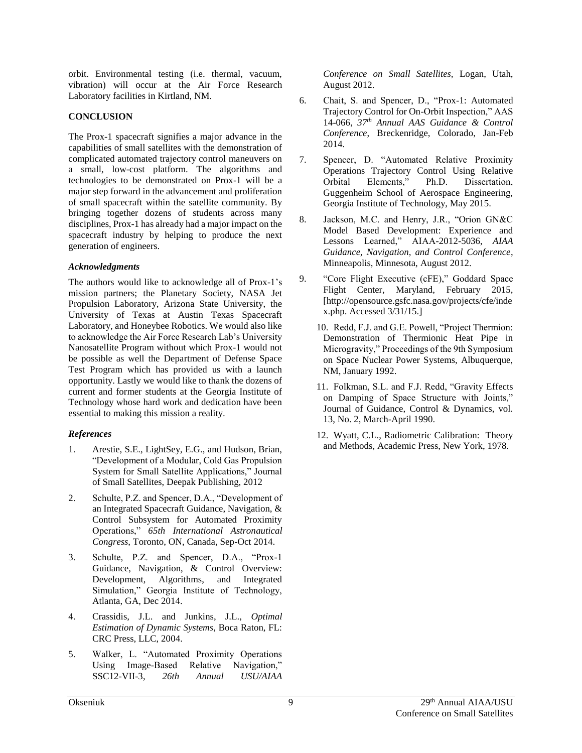orbit. Environmental testing (i.e. thermal, vacuum, vibration) will occur at the Air Force Research Laboratory facilities in Kirtland, NM.

## CONCLUSION

The Prox-1 spacecraft signifies a major advance in the capabilities of small satellites with the demonstration of complicated automated trajectory control maneuvers on a small, low-cost platform. The algorithms and technologies to be demonstrated on Prox-1 will be a major step forward in the advancement and proliferation of small spacecraft within the satellite community. By bringing together dozens of students across many disciplines, Prox-1 has already had a major impact on the spacecraft industry by helping to produce the next generation of engineers.

### *Acknowledgments*

The authors would like to acknowledge all of Prox-1's mission partners; the Planetary Society, NASA Jet Propulsion Laboratory, Arizona State University, the University of Texas at Austin Texas Spacecraft Laboratory, and Honeybee Robotics. We would also like to acknowledge the Air Force Research Lab's University Nanosatellite Program without which Prox-1 would not be possible as well the Department of Defense Space Test Program which has provided us with a launch opportunity. Lastly we would like to thank the dozens of current and former students at the Georgia Institute of Technology whose hard work and dedication have been essential to making this mission a reality.

### *References*

1. Arestie, S.E., LightSey, E.G., and Hudson, Brian, "Development of a Modular, Cold Gas Propulsion System for Small Satellite Applications," Journal of Small Satellites, Deepak Publishing, 2012
2. Schulte, P.Z. and Spencer, D.A., "Development of an Integrated Spacecraft Guidance, Navigation, & Control Subsystem for Automated Proximity Operations," *65th International Astronautical Congress*, Toronto, ON, Canada, Sep-Oct 2014.
3. Schulte, P.Z. and Spencer, D.A., "Prox-1 Guidance, Navigation, & Control Overview: Development, Algorithms, and Integrated Simulation," Georgia Institute of Technology, Atlanta, GA, Dec 2014.
4. Crassidis, J.L. and Junkins, J.L., *Optimal Estimation of Dynamic Systems*, Boca Raton, FL: CRC Press, LLC, 2004.
5. Walker, L. "Automated Proximity Operations Using Image-Based Relative Navigation," SSC12-VII-3, *26th Annual USU/AIAA Conference on Small Satellites*, Logan, Utah, August 2012.
6. Chait, S. and Spencer, D., "Prox-1: Automated Trajectory Control for On-Orbit Inspection," AAS 14-066, *37th Annual AAS Guidance & Control Conference*, Breckenridge, Colorado, Jan-Feb 2014.
7. Spencer, D. "Automated Relative Proximity Operations Trajectory Control Using Relative Orbital Elements," Ph.D. Dissertation, Guggenheim School of Aerospace Engineering, Georgia Institute of Technology, May 2015.
8. Jackson, M.C. and Henry, J.R., "Orion GN&C Model Based Development: Experience and Lessons Learned," AIAA-2012-5036, *AIAA Guidance, Navigation, and Control Conference*, Minneapolis, Minnesota, August 2012.
9. "Core Flight Executive (cFE)," Goddard Space Flight Center, Maryland, February 2015, [http://opensource.gsfc.nasa.gov/projects/cfe/index.php. Accessed 3/31/15.]
10. Redd, F.J. and G.E. Powell, "Project Thermion: Demonstration of Thermionic Heat Pipe in Microgravity," Proceedings of the 9th Symposium on Space Nuclear Power Systems, Albuquerque, NM, January 1992.
11. Folkman, S.L. and F.J. Redd, "Gravity Effects on Damping of Space Structure with Joints," Journal of Guidance, Control & Dynamics, vol. 13, No. 2, March-April 1990.
12. Wyatt, C.L., Radiometric Calibration: Theory and Methods, Academic Press, New York, 1978.